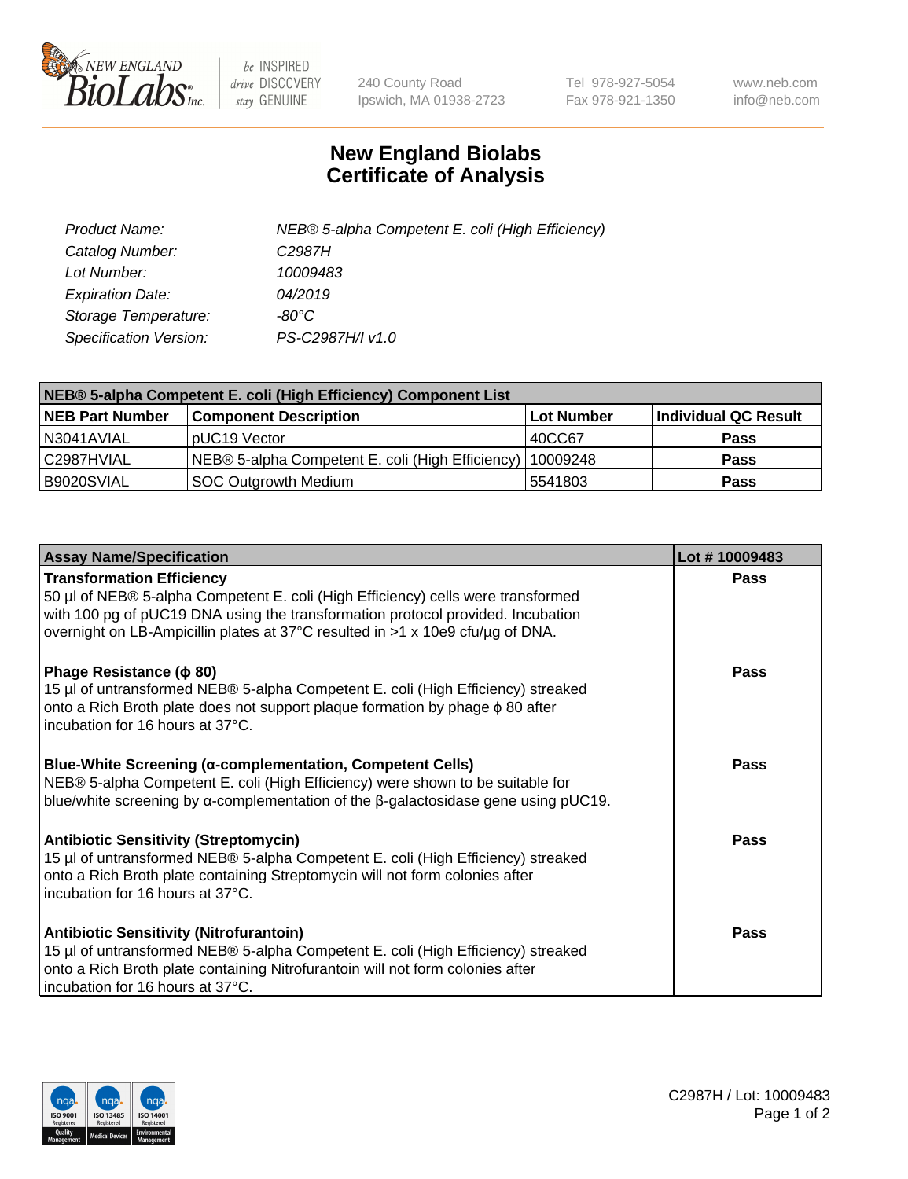# New England Biolabs Certificate of Analysis

| | |
|---|---|
| *Product Name:* | *NEB® 5-alpha Competent E. coli (High Efficiency)* |
| *Catalog Number:* | *C2987H* |
| *Lot Number:* | *10009483* |
| *Expiration Date:* | *04/2019* |
| *Storage Temperature:* | *-80°C* |
| *Specification Version:* | *PS-C2987H/I v1.0* |

| NEB® 5-alpha Competent E. coli (High Efficiency) Component List | | | |
|---|---|---|---|
| **NEB Part Number** | **Component Description** | **Lot Number** | **Individual QC Result** |
| N3041AVIAL | pUC19 Vector | 40CC67 | **Pass** |
| C2987HVIAL | NEB® 5-alpha Competent E. coli (High Efficiency) | 10009248 | **Pass** |
| B9020SVIAL | SOC Outgrowth Medium | 5541803 | **Pass** |

| Assay Name/Specification | Lot # 10009483 |
|---|---|
| **Transformation Efficiency**<br>50 µl of NEB® 5-alpha Competent E. coli (High Efficiency) cells were transformed with 100 pg of pUC19 DNA using the transformation protocol provided. Incubation overnight on LB-Ampicillin plates at 37°C resulted in >1 x 10e9 cfu/µg of DNA. | **Pass** |
| **Phage Resistance (ϕ 80)**<br>15 µl of untransformed NEB® 5-alpha Competent E. coli (High Efficiency) streaked onto a Rich Broth plate does not support plaque formation by phage ϕ 80 after incubation for 16 hours at 37°C. | **Pass** |
| **Blue-White Screening (α-complementation, Competent Cells)**<br>NEB® 5-alpha Competent E. coli (High Efficiency) were shown to be suitable for blue/white screening by α-complementation of the β-galactosidase gene using pUC19. | **Pass** |
| **Antibiotic Sensitivity (Streptomycin)**<br>15 µl of untransformed NEB® 5-alpha Competent E. coli (High Efficiency) streaked onto a Rich Broth plate containing Streptomycin will not form colonies after incubation for 16 hours at 37°C. | **Pass** |
| **Antibiotic Sensitivity (Nitrofurantoin)**<br>15 µl of untransformed NEB® 5-alpha Competent E. coli (High Efficiency) streaked onto a Rich Broth plate containing Nitrofurantoin will not form colonies after incubation for 16 hours at 37°C. | **Pass** |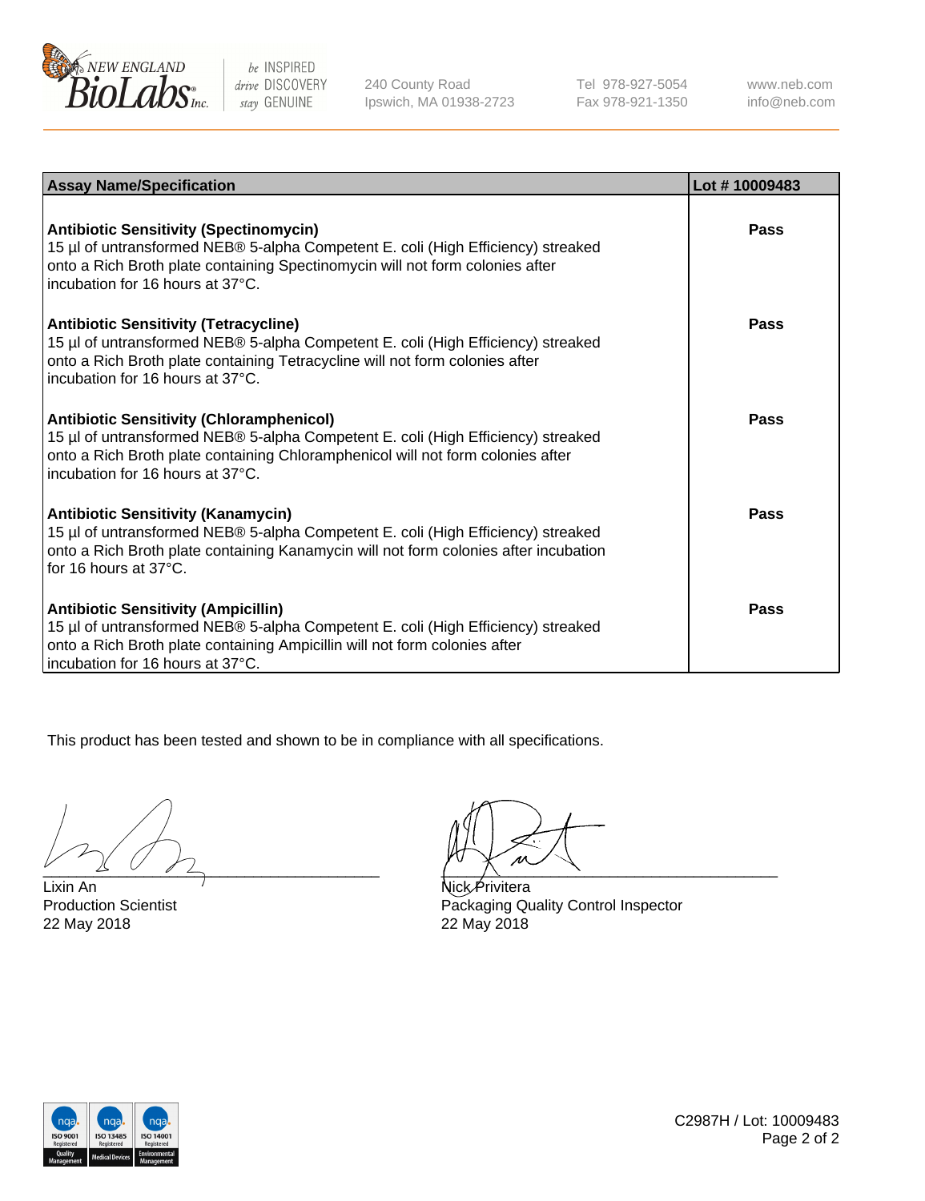| Assay Name/Specification | Lot # 10009483 |
|---|---|
| **Antibiotic Sensitivity (Spectinomycin)** 15 µl of untransformed NEB® 5-alpha Competent E. coli (High Efficiency) streaked onto a Rich Broth plate containing Spectinomycin will not form colonies after incubation for 16 hours at 37°C. | Pass |
| **Antibiotic Sensitivity (Tetracycline)** 15 µl of untransformed NEB® 5-alpha Competent E. coli (High Efficiency) streaked onto a Rich Broth plate containing Tetracycline will not form colonies after incubation for 16 hours at 37°C. | Pass |
| **Antibiotic Sensitivity (Chloramphenicol)** 15 µl of untransformed NEB® 5-alpha Competent E. coli (High Efficiency) streaked onto a Rich Broth plate containing Chloramphenicol will not form colonies after incubation for 16 hours at 37°C. | Pass |
| **Antibiotic Sensitivity (Kanamycin)** 15 µl of untransformed NEB® 5-alpha Competent E. coli (High Efficiency) streaked onto a Rich Broth plate containing Kanamycin will not form colonies after incubation for 16 hours at 37°C. | Pass |
| **Antibiotic Sensitivity (Ampicillin)** 15 µl of untransformed NEB® 5-alpha Competent E. coli (High Efficiency) streaked onto a Rich Broth plate containing Ampicillin will not form colonies after incubation for 16 hours at 37°C. | Pass |

This product has been tested and shown to be in compliance with all specifications.

Lixin An
Production Scientist
22 May 2018

Nick Privitera
Packaging Quality Control Inspector
22 May 2018

C2987H / Lot: 10009483